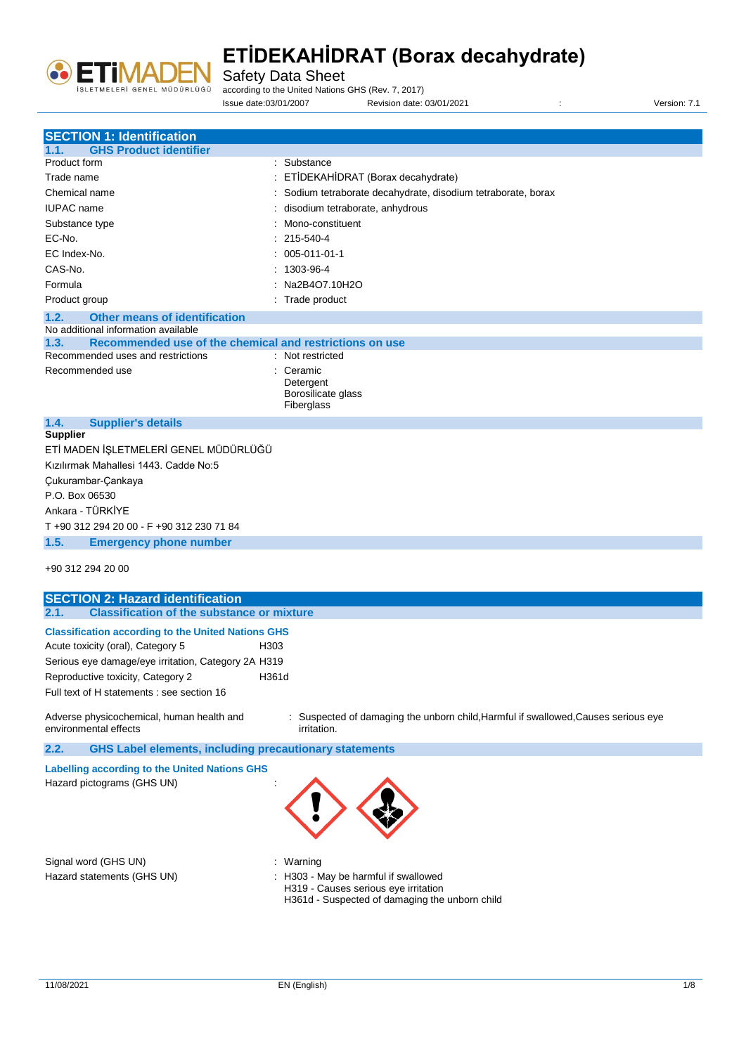# ETİDEKAHİDRAT (Borax decahydrate)

Safety Data Sheet

according to the United Nations GHS (Rev. 7, 2017)

Issue date:03/01/2007 Revision date: 03/01/2021 : Version: 7.1

## SECTION 1: Identification

### 1.1. GHS Product identifier

| | |
|---|---|
| Product form | : Substance |
| Trade name | : ETİDEKAHİDRAT (Borax decahydrate) |
| Chemical name | : Sodium tetraborate decahydrate, disodium tetraborate, borax |
| IUPAC name | : disodium tetraborate, anhydrous |
| Substance type | : Mono-constituent |
| EC-No. | : 215-540-4 |
| EC Index-No. | : 005-011-01-1 |
| CAS-No. | : 1303-96-4 |
| Formula | : Na2B4O7.10H2O |
| Product group | : Trade product |

### 1.2. Other means of identification

No additional information available

### 1.3. Recommended use of the chemical and restrictions on use

| | |
|---|---|
| Recommended uses and restrictions | : Not restricted |
| Recommended use | : Ceramic<br>Detergent<br>Borosilicate glass<br>Fiberglass |

### 1.4. Supplier's details

**Supplier**

ETİ MADEN İŞLETMELERİ GENEL MÜDÜRLÜĞÜ

Kızılırmak Mahallesi 1443. Cadde No:5

Çukurambar-Çankaya

P.O. Box 06530

Ankara - TÜRKİYE

T +90 312 294 20 00 - F +90 312 230 71 84

### 1.5. Emergency phone number

+90 312 294 20 00

## SECTION 2: Hazard identification

### 2.1. Classification of the substance or mixture

**Classification according to the United Nations GHS**

| | |
|---|---|
| Acute toxicity (oral), Category 5 | H303 |
| Serious eye damage/eye irritation, Category 2A | H319 |
| Reproductive toxicity, Category 2 | H361d |

Full text of H statements : see section 16

| | |
|---|---|
| Adverse physicochemical, human health and environmental effects | : Suspected of damaging the unborn child,Harmful if swallowed,Causes serious eye irritation. |

### 2.2. GHS Label elements, including precautionary statements

**Labelling according to the United Nations GHS**

| | |
|---|---|
| Hazard pictograms (GHS UN) | : |
| Signal word (GHS UN) | : Warning |
| Hazard statements (GHS UN) | : H303 - May be harmful if swallowed<br>H319 - Causes serious eye irritation<br>H361d - Suspected of damaging the unborn child |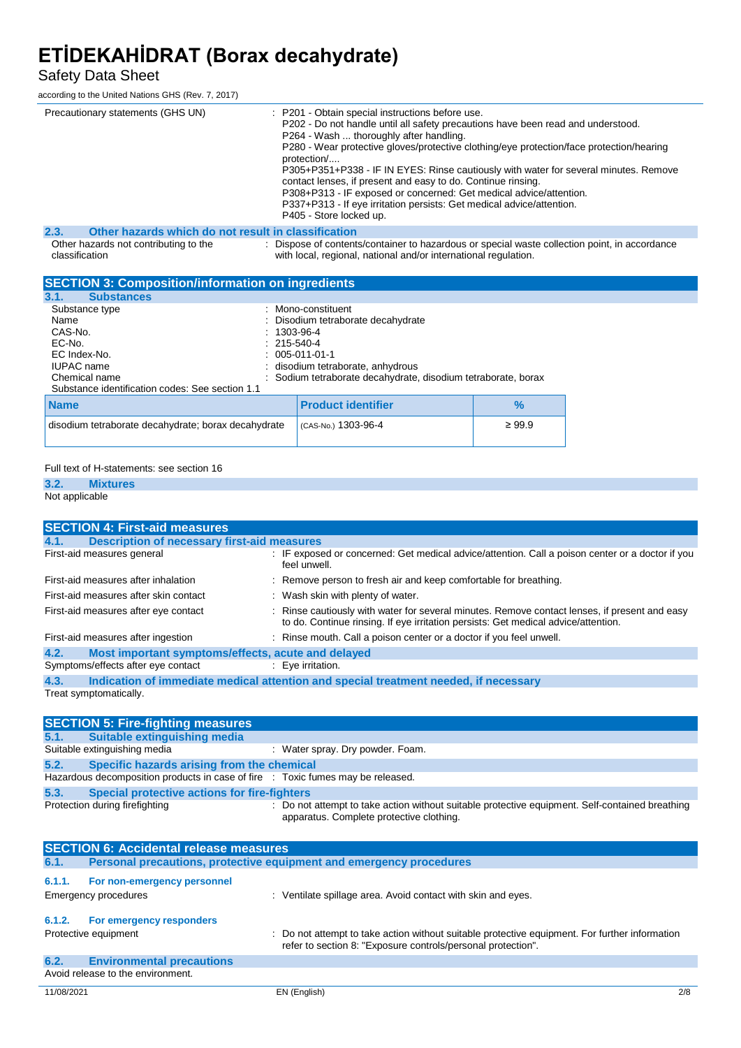| | |
|---|---|
| Precautionary statements (GHS UN) | : P201 - Obtain special instructions before use.<br>P202 - Do not handle until all safety precautions have been read and understood.<br>P264 - Wash ... thoroughly after handling.<br>P280 - Wear protective gloves/protective clothing/eye protection/face protection/hearing protection/....<br>P305+P351+P338 - IF IN EYES: Rinse cautiously with water for several minutes. Remove contact lenses, if present and easy to do. Continue rinsing.<br>P308+P313 - IF exposed or concerned: Get medical advice/attention.<br>P337+P313 - If eye irritation persists: Get medical advice/attention.<br>P405 - Store locked up. |

### 2.3. Other hazards which do not result in classification

| | |
|---|---|
| Other hazards not contributing to the classification | : Dispose of contents/container to hazardous or special waste collection point, in accordance with local, regional, national and/or international regulation. |

## SECTION 3: Composition/information on ingredients

### 3.1. Substances

| | |
|---|---|
| Substance type | : Mono-constituent |
| Name | : Disodium tetraborate decahydrate |
| CAS-No. | : 1303-96-4 |
| EC-No. | : 215-540-4 |
| EC Index-No. | : 005-011-01-1 |
| IUPAC name | : disodium tetraborate, anhydrous |
| Chemical name | : Sodium tetraborate decahydrate, disodium tetraborate, borax |

Substance identification codes: See section 1.1

| Name | Product identifier | % |
|---|---|---|
| disodium tetraborate decahydrate; borax decahydrate | (CAS-No.) 1303-96-4 | ≥ 99.9 |

Full text of H-statements: see section 16

### 3.2. Mixtures

Not applicable

## SECTION 4: First-aid measures

### 4.1. Description of necessary first-aid measures

| | |
|---|---|
| First-aid measures general | : IF exposed or concerned: Get medical advice/attention. Call a poison center or a doctor if you feel unwell. |
| First-aid measures after inhalation | : Remove person to fresh air and keep comfortable for breathing. |
| First-aid measures after skin contact | : Wash skin with plenty of water. |
| First-aid measures after eye contact | : Rinse cautiously with water for several minutes. Remove contact lenses, if present and easy to do. Continue rinsing. If eye irritation persists: Get medical advice/attention. |
| First-aid measures after ingestion | : Rinse mouth. Call a poison center or a doctor if you feel unwell. |

### 4.2. Most important symptoms/effects, acute and delayed

| | |
|---|---|
| Symptoms/effects after eye contact | : Eye irritation. |

### 4.3. Indication of immediate medical attention and special treatment needed, if necessary

Treat symptomatically.

## SECTION 5: Fire-fighting measures

### 5.1. Suitable extinguishing media

| | |
|---|---|
| Suitable extinguishing media | : Water spray. Dry powder. Foam. |

### 5.2. Specific hazards arising from the chemical

| | |
|---|---|
| Hazardous decomposition products in case of fire | : Toxic fumes may be released. |

### 5.3. Special protective actions for fire-fighters

| | |
|---|---|
| Protection during firefighting | : Do not attempt to take action without suitable protective equipment. Self-contained breathing apparatus. Complete protective clothing. |

## SECTION 6: Accidental release measures

### 6.1. Personal precautions, protective equipment and emergency procedures

#### 6.1.1. For non-emergency personnel

| | |
|---|---|
| Emergency procedures | : Ventilate spillage area. Avoid contact with skin and eyes. |

#### 6.1.2. For emergency responders

| | |
|---|---|
| Protective equipment | : Do not attempt to take action without suitable protective equipment. For further information refer to section 8: "Exposure controls/personal protection". |

### 6.2. Environmental precautions

Avoid release to the environment.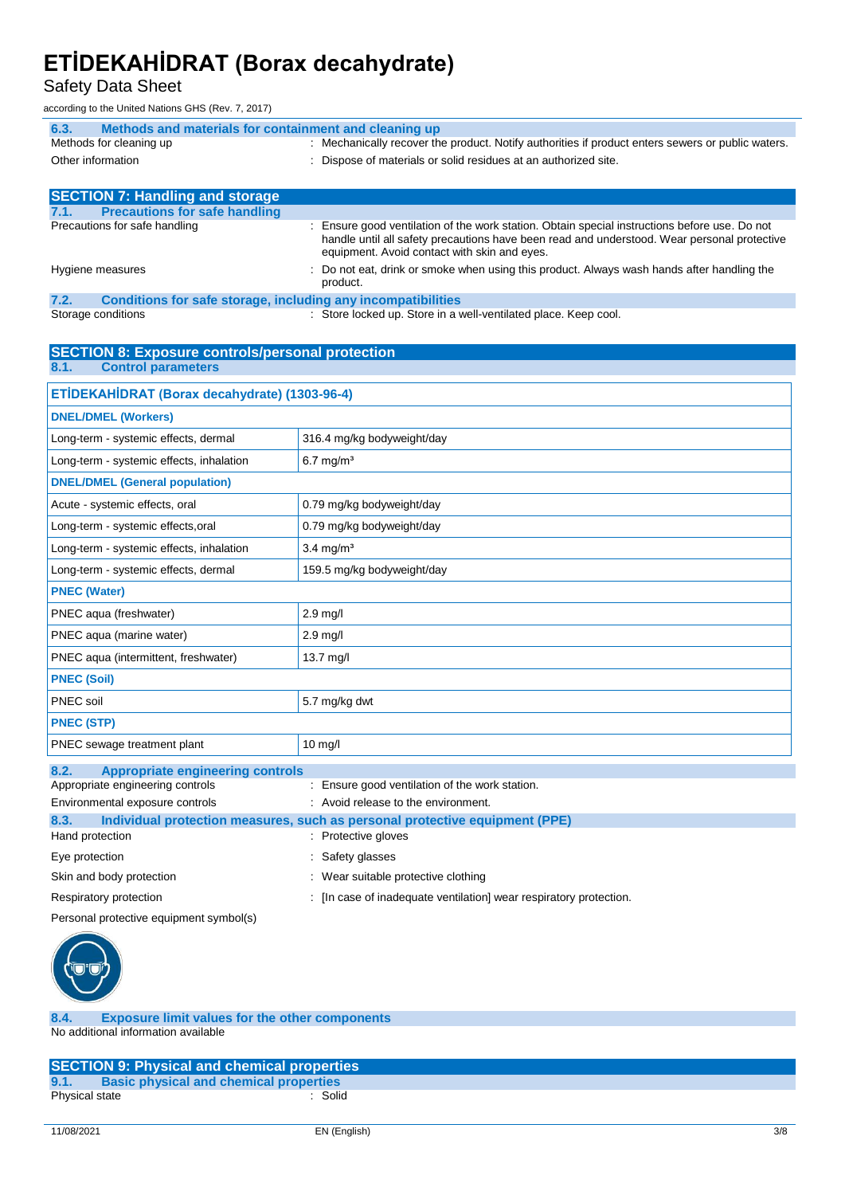### 6.3. Methods and materials for containment and cleaning up

Methods for cleaning up : Mechanically recover the product. Notify authorities if product enters sewers or public waters.

Other information : Dispose of materials or solid residues at an authorized site.

## SECTION 7: Handling and storage

### 7.1. Precautions for safe handling

Precautions for safe handling : Ensure good ventilation of the work station. Obtain special instructions before use. Do not handle until all safety precautions have been read and understood. Wear personal protective equipment. Avoid contact with skin and eyes.

Hygiene measures : Do not eat, drink or smoke when using this product. Always wash hands after handling the product.

### 7.2. Conditions for safe storage, including any incompatibilities

Storage conditions : Store locked up. Store in a well-ventilated place. Keep cool.

## SECTION 8: Exposure controls/personal protection

### 8.1. Control parameters

| ETİDEKAHİDRAT (Borax decahydrate) (1303-96-4) | |
|---|---|
| **DNEL/DMEL (Workers)** | |
| Long-term - systemic effects, dermal | 316.4 mg/kg bodyweight/day |
| Long-term - systemic effects, inhalation | 6.7 mg/m³ |
| **DNEL/DMEL (General population)** | |
| Acute - systemic effects, oral | 0.79 mg/kg bodyweight/day |
| Long-term - systemic effects,oral | 0.79 mg/kg bodyweight/day |
| Long-term - systemic effects, inhalation | 3.4 mg/m³ |
| Long-term - systemic effects, dermal | 159.5 mg/kg bodyweight/day |
| **PNEC (Water)** | |
| PNEC aqua (freshwater) | 2.9 mg/l |
| PNEC aqua (marine water) | 2.9 mg/l |
| PNEC aqua (intermittent, freshwater) | 13.7 mg/l |
| **PNEC (Soil)** | |
| PNEC soil | 5.7 mg/kg dwt |
| **PNEC (STP)** | |
| PNEC sewage treatment plant | 10 mg/l |

### 8.2. Appropriate engineering controls

Appropriate engineering controls : Ensure good ventilation of the work station.

Environmental exposure controls : Avoid release to the environment.

### 8.3. Individual protection measures, such as personal protective equipment (PPE)

Hand protection : Protective gloves

Eye protection : Safety glasses

Skin and body protection : Wear suitable protective clothing

Respiratory protection : [In case of inadequate ventilation] wear respiratory protection.

Personal protective equipment symbol(s)

### 8.4. Exposure limit values for the other components

No additional information available

## SECTION 9: Physical and chemical properties

### 9.1. Basic physical and chemical properties

Physical state : Solid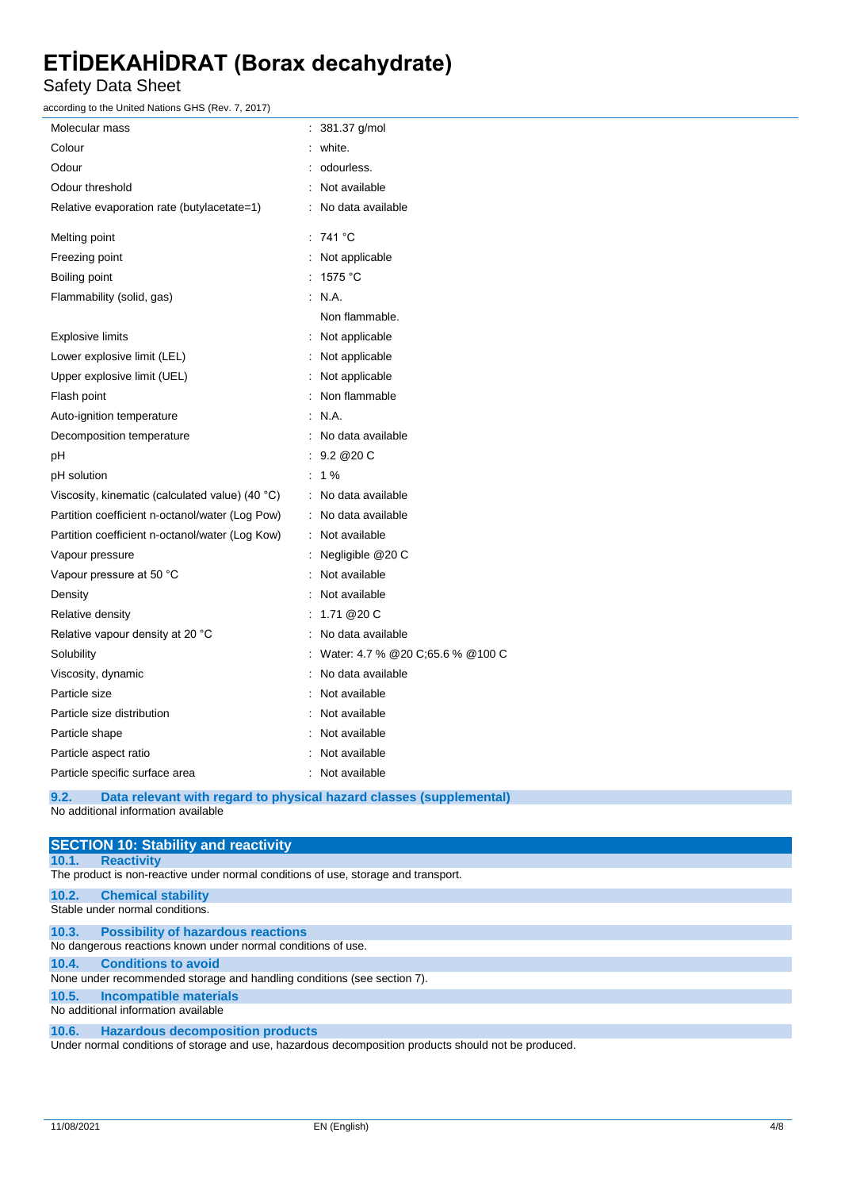| | |
|---|---|
| Molecular mass | : 381.37 g/mol |
| Colour | : white. |
| Odour | : odourless. |
| Odour threshold | : Not available |
| Relative evaporation rate (butylacetate=1) | : No data available |
| Melting point | : 741 °C |
| Freezing point | : Not applicable |
| Boiling point | : 1575 °C |
| Flammability (solid, gas) | : N.A. Non flammable. |
| Explosive limits | : Not applicable |
| Lower explosive limit (LEL) | : Not applicable |
| Upper explosive limit (UEL) | : Not applicable |
| Flash point | : Non flammable |
| Auto-ignition temperature | : N.A. |
| Decomposition temperature | : No data available |
| pH | : 9.2 @20 C |
| pH solution | : 1 % |
| Viscosity, kinematic (calculated value) (40 °C) | : No data available |
| Partition coefficient n-octanol/water (Log Pow) | : No data available |
| Partition coefficient n-octanol/water (Log Kow) | : Not available |
| Vapour pressure | : Negligible @20 C |
| Vapour pressure at 50 °C | : Not available |
| Density | : Not available |
| Relative density | : 1.71 @20 C |
| Relative vapour density at 20 °C | : No data available |
| Solubility | : Water: 4.7 % @20 C;65.6 % @100 C |
| Viscosity, dynamic | : No data available |
| Particle size | : Not available |
| Particle size distribution | : Not available |
| Particle shape | : Not available |
| Particle aspect ratio | : Not available |
| Particle specific surface area | : Not available |

### 9.2. Data relevant with regard to physical hazard classes (supplemental)

No additional information available

## SECTION 10: Stability and reactivity

### 10.1. Reactivity

The product is non-reactive under normal conditions of use, storage and transport.

### 10.2. Chemical stability

Stable under normal conditions.

### 10.3. Possibility of hazardous reactions

No dangerous reactions known under normal conditions of use.

### 10.4. Conditions to avoid

None under recommended storage and handling conditions (see section 7).

### 10.5. Incompatible materials

No additional information available

### 10.6. Hazardous decomposition products

Under normal conditions of storage and use, hazardous decomposition products should not be produced.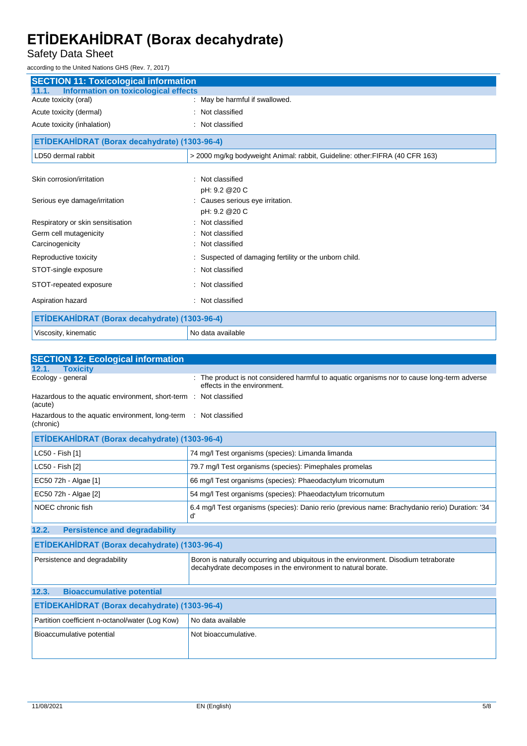## SECTION 11: Toxicological information

### 11.1. Information on toxicological effects

Acute toxicity (oral) : May be harmful if swallowed.

Acute toxicity (dermal) : Not classified

Acute toxicity (inhalation) : Not classified

| ETİDEKAHİDRAT (Borax decahydrate) (1303-96-4) | |
|---|---|
| LD50 dermal rabbit | > 2000 mg/kg bodyweight Animal: rabbit, Guideline: other:FIFRA (40 CFR 163) |

Skin corrosion/irritation : Not classified

pH: 9.2 @20 C

Serious eye damage/irritation : Causes serious eye irritation.

pH: 9.2 @20 C

Respiratory or skin sensitisation : Not classified

Germ cell mutagenicity : Not classified

Carcinogenicity : Not classified

Reproductive toxicity : Suspected of damaging fertility or the unborn child.

STOT-single exposure : Not classified

STOT-repeated exposure : Not classified

Aspiration hazard : Not classified

| ETİDEKAHİDRAT (Borax decahydrate) (1303-96-4) | |
|---|---|
| Viscosity, kinematic | No data available |

## SECTION 12: Ecological information

### 12.1. Toxicity

Ecology - general : The product is not considered harmful to aquatic organisms nor to cause long-term adverse effects in the environment.

Hazardous to the aquatic environment, short-term (acute) : Not classified

Hazardous to the aquatic environment, long-term (chronic) : Not classified

| ETİDEKAHİDRAT (Borax decahydrate) (1303-96-4) | |
|---|---|
| LC50 - Fish [1] | 74 mg/l Test organisms (species): Limanda limanda |
| LC50 - Fish [2] | 79.7 mg/l Test organisms (species): Pimephales promelas |
| EC50 72h - Algae [1] | 66 mg/l Test organisms (species): Phaeodactylum tricornutum |
| EC50 72h - Algae [2] | 54 mg/l Test organisms (species): Phaeodactylum tricornutum |
| NOEC chronic fish | 6.4 mg/l Test organisms (species): Danio rerio (previous name: Brachydanio rerio) Duration: '34 d' |

### 12.2. Persistence and degradability

| ETİDEKAHİDRAT (Borax decahydrate) (1303-96-4) | |
|---|---|
| Persistence and degradability | Boron is naturally occurring and ubiquitous in the environment. Disodium tetraborate decahydrate decomposes in the environment to natural borate. |

### 12.3. Bioaccumulative potential

| ETİDEKAHİDRAT (Borax decahydrate) (1303-96-4) | |
|---|---|
| Partition coefficient n-octanol/water (Log Kow) | No data available |
| Bioaccumulative potential | Not bioaccumulative. |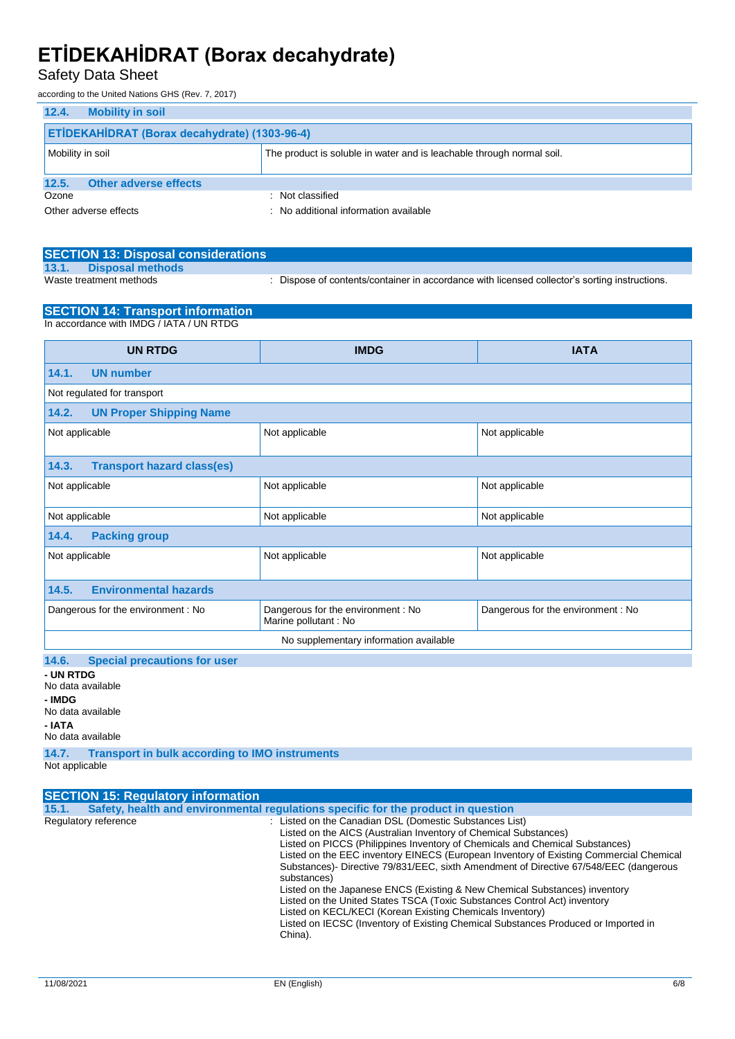### 12.4. Mobility in soil

| ETİDEKAHİDRAT (Borax decahydrate) (1303-96-4) | |
|---|---|
| Mobility in soil | The product is soluble in water and is leachable through normal soil. |

### 12.5. Other adverse effects

Ozone : Not classified

Other adverse effects : No additional information available

## SECTION 13: Disposal considerations

### 13.1. Disposal methods

Waste treatment methods : Dispose of contents/container in accordance with licensed collector's sorting instructions.

## SECTION 14: Transport information

In accordance with IMDG / IATA / UN RTDG

| UN RTDG | IMDG | IATA |
|---|---|---|
| **14.1. UN number** | | |
| Not regulated for transport | | |
| **14.2. UN Proper Shipping Name** | | |
| Not applicable | Not applicable | Not applicable |
| **14.3. Transport hazard class(es)** | | |
| Not applicable | Not applicable | Not applicable |
| Not applicable | Not applicable | Not applicable |
| **14.4. Packing group** | | |
| Not applicable | Not applicable | Not applicable |
| **14.5. Environmental hazards** | | |
| Dangerous for the environment : No | Dangerous for the environment : No<br>Marine pollutant : No | Dangerous for the environment : No |
| No supplementary information available | | |

### 14.6. Special precautions for user

**- UN RTDG**

No data available

**- IMDG**

No data available

**- IATA**

No data available

### 14.7. Transport in bulk according to IMO instruments

Not applicable

## SECTION 15: Regulatory information

### 15.1. Safety, health and environmental regulations specific for the product in question

Regulatory reference : Listed on the Canadian DSL (Domestic Substances List)
Listed on the AICS (Australian Inventory of Chemical Substances)
Listed on PICCS (Philippines Inventory of Chemicals and Chemical Substances)
Listed on the EEC inventory EINECS (European Inventory of Existing Commercial Chemical Substances)- Directive 79/831/EEC, sixth Amendment of Directive 67/548/EEC (dangerous substances)
Listed on the Japanese ENCS (Existing & New Chemical Substances) inventory
Listed on the United States TSCA (Toxic Substances Control Act) inventory
Listed on KECL/KECI (Korean Existing Chemicals Inventory)
Listed on IECSC (Inventory of Existing Chemical Substances Produced or Imported in China).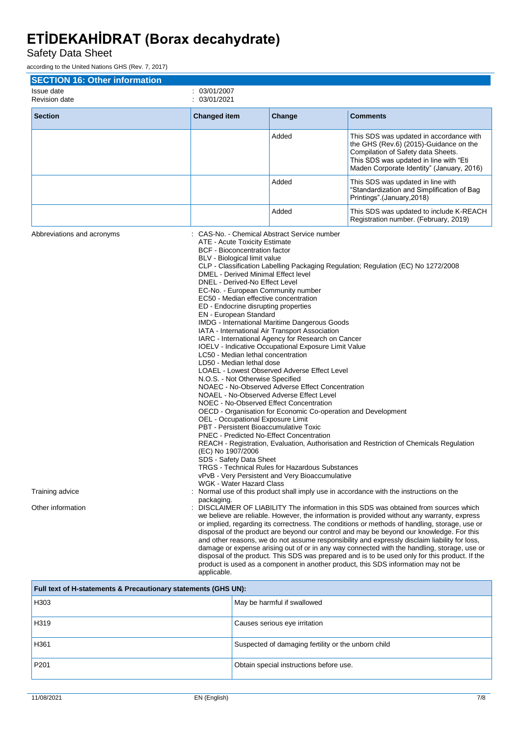## SECTION 16: Other information

Issue date : 03/01/2007
Revision date : 03/01/2021

| Section | Changed item | Change | Comments |
|---|---|---|---|
| | | Added | This SDS was updated in accordance with the GHS (Rev.6) (2015)-Guidance on the Compilation of Safety data Sheets. This SDS was updated in line with "Eti Maden Corporate Identity" (January, 2016) |
| | | Added | This SDS was updated in line with "Standardization and Simplification of Bag Printings".(January,2018) |
| | | Added | This SDS was updated to include K-REACH Registration number. (February, 2019) |

Abbreviations and acronyms :
CAS-No. - Chemical Abstract Service number
ATE - Acute Toxicity Estimate
BCF - Bioconcentration factor
BLV - Biological limit value
CLP - Classification Labelling Packaging Regulation; Regulation (EC) No 1272/2008
DMEL - Derived Minimal Effect level
DNEL - Derived-No Effect Level
EC-No. - European Community number
EC50 - Median effective concentration
ED - Endocrine disrupting properties
EN - European Standard
IMDG - International Maritime Dangerous Goods
IATA - International Air Transport Association
IARC - International Agency for Research on Cancer
IOELV - Indicative Occupational Exposure Limit Value
LC50 - Median lethal concentration
LD50 - Median lethal dose
LOAEL - Lowest Observed Adverse Effect Level
N.O.S. - Not Otherwise Specified
NOAEC - No-Observed Adverse Effect Concentration
NOAEL - No-Observed Adverse Effect Level
NOEC - No-Observed Effect Concentration
OECD - Organisation for Economic Co-operation and Development
OEL - Occupational Exposure Limit
PBT - Persistent Bioaccumulative Toxic
PNEC - Predicted No-Effect Concentration
REACH - Registration, Evaluation, Authorisation and Restriction of Chemicals Regulation (EC) No 1907/2006
SDS - Safety Data Sheet
TRGS - Technical Rules for Hazardous Substances
vPvB - Very Persistent and Very Bioaccumulative
WGK - Water Hazard Class

Training advice : Normal use of this product shall imply use in accordance with the instructions on the packaging.

Other information : DISCLAIMER OF LIABILITY The information in this SDS was obtained from sources which we believe are reliable. However, the information is provided without any warranty, express or implied, regarding its correctness. The conditions or methods of handling, storage, use or disposal of the product are beyond our control and may be beyond our knowledge. For this and other reasons, we do not assume responsibility and expressly disclaim liability for loss, damage or expense arising out of or in any way connected with the handling, storage, use or disposal of the product. This SDS was prepared and is to be used only for this product. If the product is used as a component in another product, this SDS information may not be applicable.

| Full text of H-statements & Precautionary statements (GHS UN): | |
|---|---|
| H303 | May be harmful if swallowed |
| H319 | Causes serious eye irritation |
| H361 | Suspected of damaging fertility or the unborn child |
| P201 | Obtain special instructions before use. |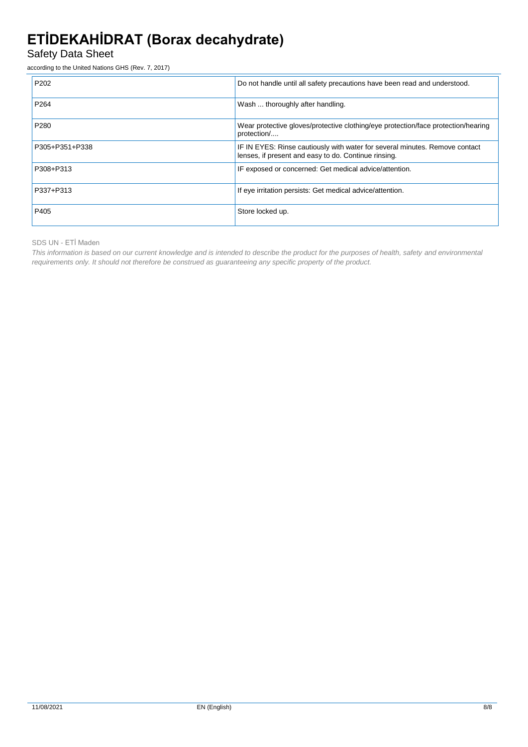| | |
|---|---|
| P202 | Do not handle until all safety precautions have been read and understood. |
| P264 | Wash ... thoroughly after handling. |
| P280 | Wear protective gloves/protective clothing/eye protection/face protection/hearing protection/.... |
| P305+P351+P338 | IF IN EYES: Rinse cautiously with water for several minutes. Remove contact lenses, if present and easy to do. Continue rinsing. |
| P308+P313 | IF exposed or concerned: Get medical advice/attention. |
| P337+P313 | If eye irritation persists: Get medical advice/attention. |
| P405 | Store locked up. |

SDS UN - ETİ Maden

*This information is based on our current knowledge and is intended to describe the product for the purposes of health, safety and environmental requirements only. It should not therefore be construed as guaranteeing any specific property of the product.*